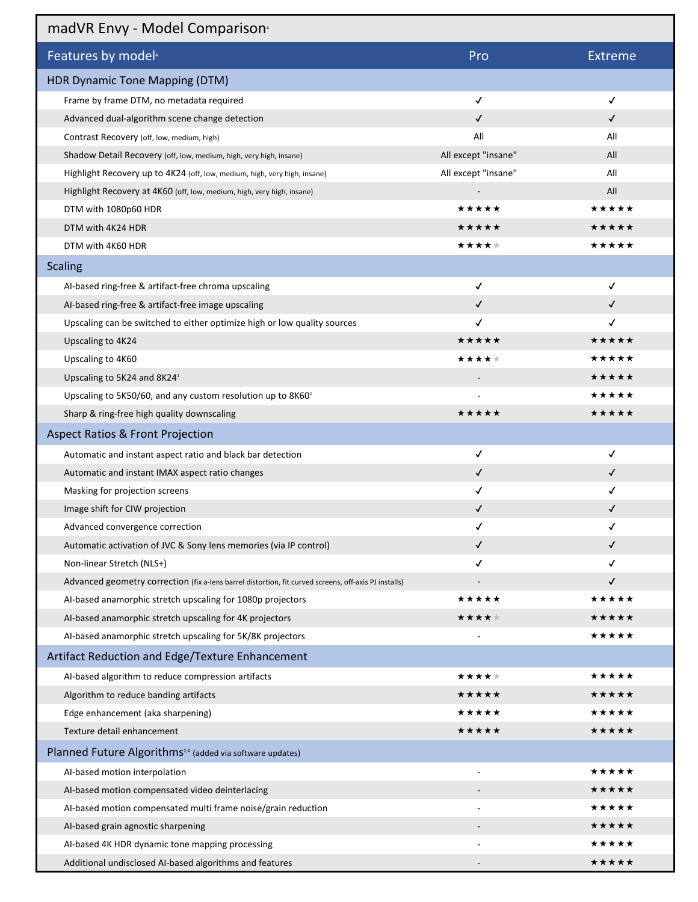# madVR Envy - Model Comparison[4]

| Features by model[4] | Pro | Extreme |
|---|---|---|
| **HDR Dynamic Tone Mapping (DTM)** | | |
| Frame by frame DTM, no metadata required | ✓ | ✓ |
| Advanced dual-algorithm scene change detection | ✓ | ✓ |
| Contrast Recovery (off, low, medium, high) | All | All |
| Shadow Detail Recovery (off, low, medium, high, very high, insane) | All except "insane" | All |
| Highlight Recovery up to 4K24 (off, low, medium, high, very high, insane) | All except "insane" | All |
| Highlight Recovery at 4K60 (off, low, medium, high, very high, insane) | - | All |
| DTM with 1080p60 HDR | ★★★★★ | ★★★★★ |
| DTM with 4K24 HDR | ★★★★★ | ★★★★★ |
| DTM with 4K60 HDR | ★★★★☆ | ★★★★★ |
| **Scaling** | | |
| AI-based ring-free & artifact-free chroma upscaling | ✓ | ✓ |
| AI-based ring-free & artifact-free image upscaling | ✓ | ✓ |
| Upscaling can be switched to either optimize high or low quality sources | ✓ | ✓ |
| Upscaling to 4K24 | ★★★★★ | ★★★★★ |
| Upscaling to 4K60 | ★★★★☆ | ★★★★★ |
| Upscaling to 5K24 and 8K24[1] | - | ★★★★★ |
| Upscaling to 5K50/60, and any custom resolution up to 8K60[1] | - | ★★★★★ |
| Sharp & ring-free high quality downscaling | ★★★★★ | ★★★★★ |
| **Aspect Ratios & Front Projection** | | |
| Automatic and instant aspect ratio and black bar detection | ✓ | ✓ |
| Automatic and instant IMAX aspect ratio changes | ✓ | ✓ |
| Masking for projection screens | ✓ | ✓ |
| Image shift for CIW projection | ✓ | ✓ |
| Advanced convergence correction | ✓ | ✓ |
| Automatic activation of JVC & Sony lens memories (via IP control) | ✓ | ✓ |
| Non-linear Stretch (NLS+) | ✓ | ✓ |
| Advanced geometry correction (fix a-lens barrel distortion, fit curved screens, off-axis PJ installs) | - | ✓ |
| AI-based anamorphic stretch upscaling for 1080p projectors | ★★★★★ | ★★★★★ |
| AI-based anamorphic stretch upscaling for 4K projectors | ★★★★☆ | ★★★★★ |
| AI-based anamorphic stretch upscaling for 5K/8K projectors | - | ★★★★★ |
| **Artifact Reduction and Edge/Texture Enhancement** | | |
| AI-based algorithm to reduce compression artifacts | ★★★★☆ | ★★★★★ |
| Algorithm to reduce banding artifacts | ★★★★★ | ★★★★★ |
| Edge enhancement (aka sharpening) | ★★★★★ | ★★★★★ |
| Texture detail enhancement | ★★★★★ | ★★★★★ |
| **Planned Future Algorithms[2,4] (added via software updates)** | | |
| AI-based motion interpolation | - | ★★★★★ |
| AI-based motion compensated video deinterlacing | - | ★★★★★ |
| AI-based motion compensated multi frame noise/grain reduction | - | ★★★★★ |
| AI-based grain agnostic sharpening | - | ★★★★★ |
| AI-based 4K HDR dynamic tone mapping processing | - | ★★★★★ |
| Additional undisclosed AI-based algorithms and features | - | ★★★★★ |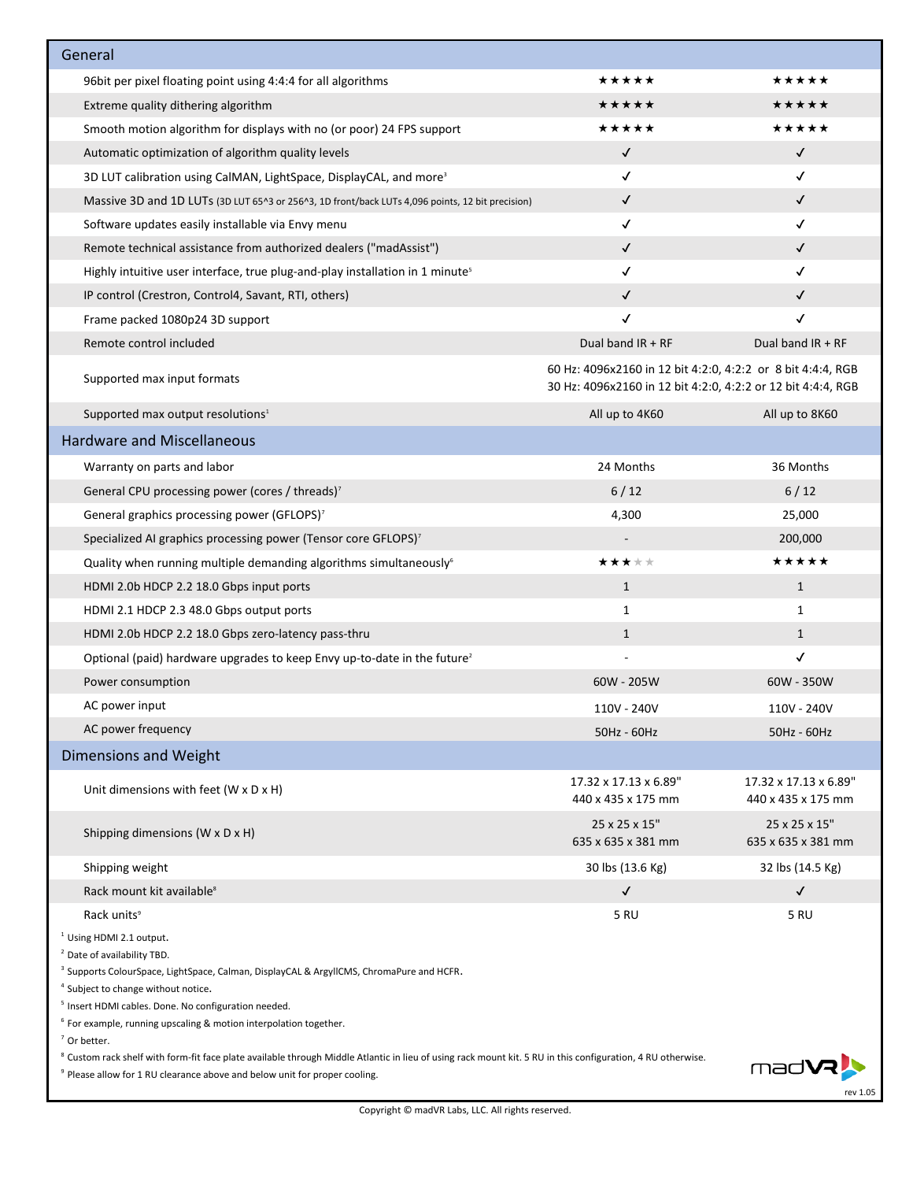| | | |
|---|---|---|
| **General** | | |
| 96bit per pixel floating point using 4:4:4 for all algorithms | ★★★★★ | ★★★★★ |
| Extreme quality dithering algorithm | ★★★★★ | ★★★★★ |
| Smooth motion algorithm for displays with no (or poor) 24 FPS support | ★★★★★ | ★★★★★ |
| Automatic optimization of algorithm quality levels | ✓ | ✓ |
| 3D LUT calibration using CalMAN, LightSpace, DisplayCAL, and more[3] | ✓ | ✓ |
| Massive 3D and 1D LUTs (3D LUT 65^3 or 256^3, 1D front/back LUTs 4,096 points, 12 bit precision) | ✓ | ✓ |
| Software updates easily installable via Envy menu | ✓ | ✓ |
| Remote technical assistance from authorized dealers ("madAssist") | ✓ | ✓ |
| Highly intuitive user interface, true plug-and-play installation in 1 minute[5] | ✓ | ✓ |
| IP control (Crestron, Control4, Savant, RTI, others) | ✓ | ✓ |
| Frame packed 1080p24 3D support | ✓ | ✓ |
| Remote control included | Dual band IR + RF | Dual band IR + RF |
| Supported max input formats | 60 Hz: 4096x2160 in 12 bit 4:2:0, 4:2:2 or 8 bit 4:4:4, RGB<br>30 Hz: 4096x2160 in 12 bit 4:2:0, 4:2:2 or 12 bit 4:4:4, RGB | |
| Supported max output resolutions[1] | All up to 4K60 | All up to 8K60 |
| **Hardware and Miscellaneous** | | |
| Warranty on parts and labor | 24 Months | 36 Months |
| General CPU processing power (cores / threads)[7] | 6 / 12 | 6 / 12 |
| General graphics processing power (GFLOPS)[7] | 4,300 | 25,000 |
| Specialized AI graphics processing power (Tensor core GFLOPS)[7] | - | 200,000 |
| Quality when running multiple demanding algorithms simultaneously[6] | ★★★☆☆ | ★★★★★ |
| HDMI 2.0b HDCP 2.2 18.0 Gbps input ports | 1 | 1 |
| HDMI 2.1 HDCP 2.3 48.0 Gbps output ports | 1 | 1 |
| HDMI 2.0b HDCP 2.2 18.0 Gbps zero-latency pass-thru | 1 | 1 |
| Optional (paid) hardware upgrades to keep Envy up-to-date in the future[2] | - | ✓ |
| Power consumption | 60W - 205W | 60W - 350W |
| AC power input | 110V - 240V | 110V - 240V |
| AC power frequency | 50Hz - 60Hz | 50Hz - 60Hz |
| **Dimensions and Weight** | | |
| Unit dimensions with feet (W x D x H) | 17.32 x 17.13 x 6.89"<br>440 x 435 x 175 mm | 17.32 x 17.13 x 6.89"<br>440 x 435 x 175 mm |
| Shipping dimensions (W x D x H) | 25 x 25 x 15"<br>635 x 635 x 381 mm | 25 x 25 x 15"<br>635 x 635 x 381 mm |
| Shipping weight | 30 lbs (13.6 Kg) | 32 lbs (14.5 Kg) |
| Rack mount kit available[8] | ✓ | ✓ |
| Rack units[9] | 5 RU | 5 RU |

[1] Using HDMI 2.1 output.
[2] Date of availability TBD.
[3] Supports ColourSpace, LightSpace, Calman, DisplayCAL & ArgyllCMS, ChromaPure and HCFR.
[4] Subject to change without notice.
[5] Insert HDMI cables. Done. No configuration needed.
[6] For example, running upscaling & motion interpolation together.
[7] Or better.
[8] Custom rack shelf with form-fit face plate available through Middle Atlantic in lieu of using rack mount kit. 5 RU in this configuration, 4 RU otherwise.
[9] Please allow for 1 RU clearance above and below unit for proper cooling.

madVR

rev 1.05

Copyright © madVR Labs, LLC. All rights reserved.